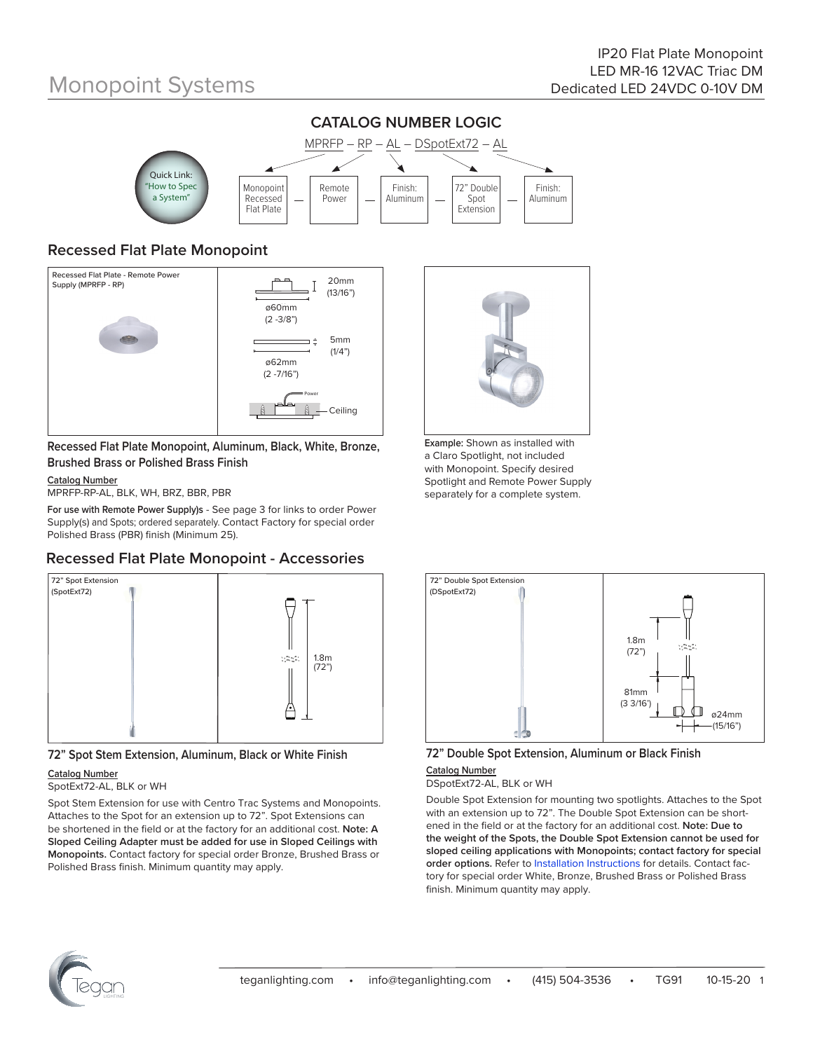# Monopoint Systems

IP20 Flat Plate Monopoint
LED MR-16 12VAC Triac DM
Dedicated LED 24VDC 0-10V DM

## CATALOG NUMBER LOGIC

MPRFP – RP – AL – DSpotExt72 – AL

Monopoint Recessed Flat Plate — Remote Power — Finish: Aluminum — 72" Double Spot Extension — Finish: Aluminum

Quick Link: "How to Spec a System"

## Recessed Flat Plate Monopoint

Recessed Flat Plate - Remote Power Supply (MPRFP - RP)

20mm (13/16")
ø60mm (2 -3/8")
5mm (1/4")
ø62mm (2 -7/16")
Power
Ceiling

Example: Shown as installed with a Claro Spotlight, not included with Monopoint. Specify desired Spotlight and Remote Power Supply separately for a complete system.

### Recessed Flat Plate Monopoint, Aluminum, Black, White, Bronze, Brushed Brass or Polished Brass Finish

Catalog Number
MPRFP-RP-AL, BLK, WH, BRZ, BBR, PBR

For use with Remote Power Supply)s - See page 3 for links to order Power Supply(s) and Spots; ordered separately. Contact Factory for special order Polished Brass (PBR) finish (Minimum 25).

## Recessed Flat Plate Monopoint - Accessories

72" Spot Extension (SpotExt72)

1.8m (72")

### 72" Spot Stem Extension, Aluminum, Black or White Finish

Catalog Number
SpotExt72-AL, BLK or WH

Spot Stem Extension for use with Centro Trac Systems and Monopoints. Attaches to the Spot for an extension up to 72". Spot Extensions can be shortened in the field or at the factory for an additional cost. **Note: A Sloped Ceiling Adapter must be added for use in Sloped Ceilings with Monopoints.** Contact factory for special order Bronze, Brushed Brass or Polished Brass finish. Minimum quantity may apply.

72" Double Spot Extension (DSpotExt72)

1.8m (72")
81mm (3 3/16")
ø24mm (15/16")

### 72" Double Spot Extension, Aluminum or Black Finish

Catalog Number
DSpotExt72-AL, BLK or WH

Double Spot Extension for mounting two spotlights. Attaches to the Spot with an extension up to 72". The Double Spot Extension can be shortened in the field or at the factory for an additional cost. **Note: Due to the weight of the Spots, the Double Spot Extension cannot be used for sloped ceiling applications with Monopoints; contact factory for special order options.** Refer to Installation Instructions for details. Contact factory for special order White, Bronze, Brushed Brass or Polished Brass finish. Minimum quantity may apply.

teganlighting.com • info@teganlighting.com • (415) 504-3536 • TG91 10-15-20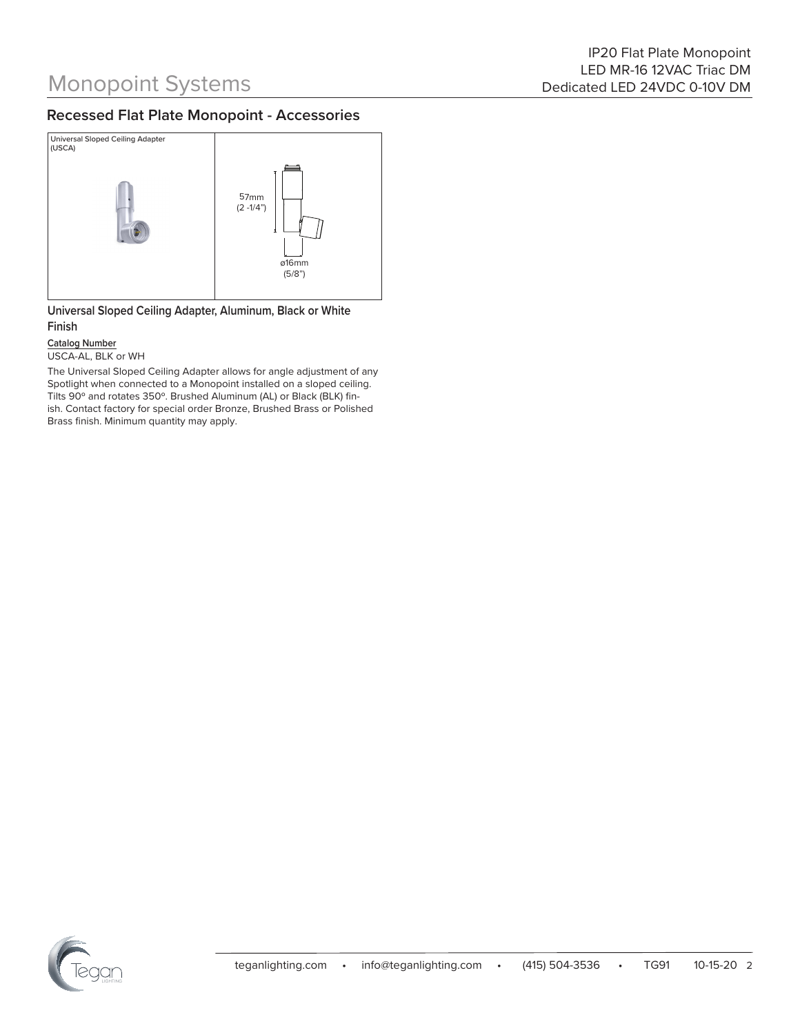## Recessed Flat Plate Monopoint - Accessories

| | |
|---|---|
| Universal Sloped Ceiling Adapter (USCA) | 57mm (2 -1/4") ø16mm (5/8") |

### Universal Sloped Ceiling Adapter, Aluminum, Black or White Finish

**Catalog Number**

USCA-AL, BLK or WH

The Universal Sloped Ceiling Adapter allows for angle adjustment of any Spotlight when connected to a Monopoint installed on a sloped ceiling. Tilts 90º and rotates 350º. Brushed Aluminum (AL) or Black (BLK) finish. Contact factory for special order Bronze, Brushed Brass or Polished Brass finish. Minimum quantity may apply.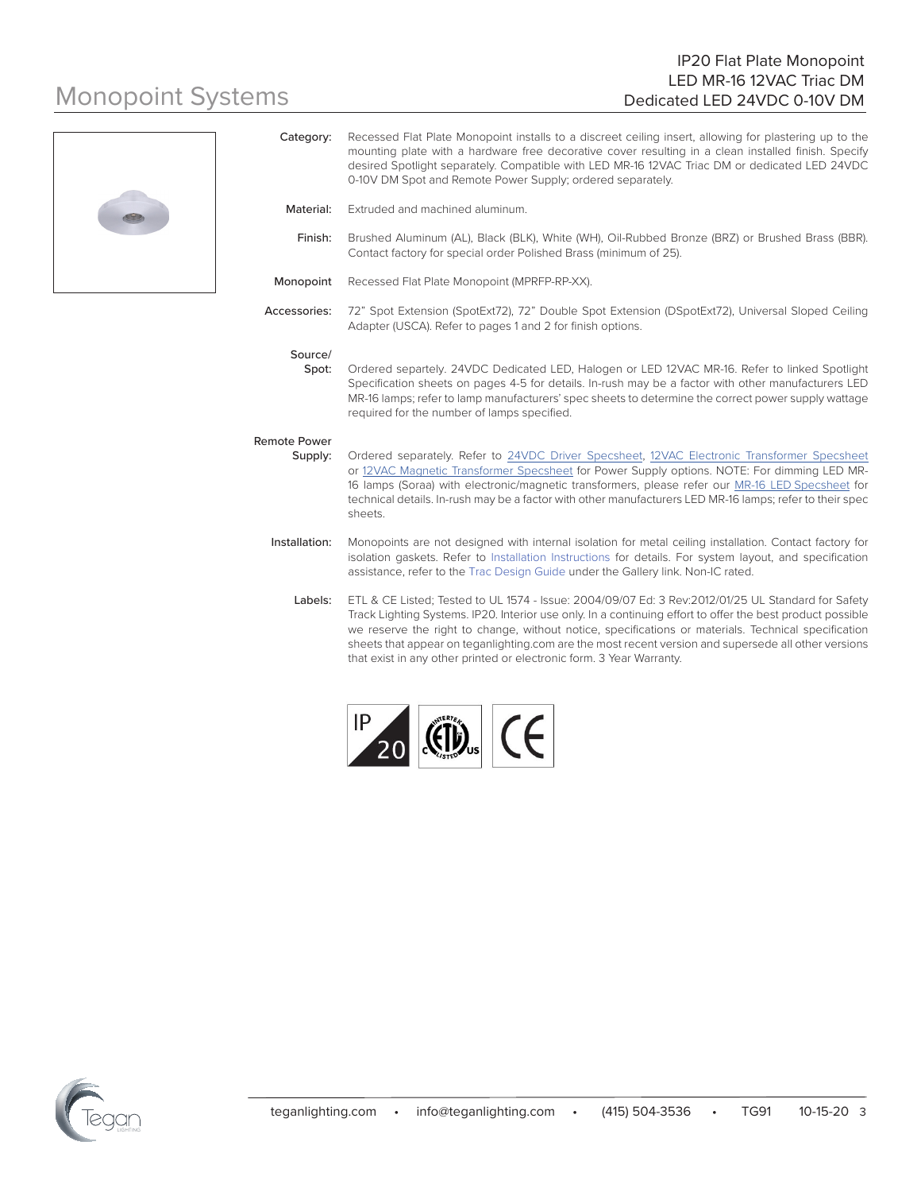# Monopoint Systems

## IP20 Flat Plate Monopoint
## LED MR-16 12VAC Triac DM
## Dedicated LED 24VDC 0-10V DM

**Category:** Recessed Flat Plate Monopoint installs to a discreet ceiling insert, allowing for plastering up to the mounting plate with a hardware free decorative cover resulting in a clean installed finish. Specify desired Spotlight separately. Compatible with LED MR-16 12VAC Triac DM or dedicated LED 24VDC 0-10V DM Spot and Remote Power Supply; ordered separately.

**Material:** Extruded and machined aluminum.

**Finish:** Brushed Aluminum (AL), Black (BLK), White (WH), Oil-Rubbed Bronze (BRZ) or Brushed Brass (BBR). Contact factory for special order Polished Brass (minimum of 25).

**Monopoint** Recessed Flat Plate Monopoint (MPRFP-RP-XX).

**Accessories:** 72" Spot Extension (SpotExt72), 72" Double Spot Extension (DSpotExt72), Universal Sloped Ceiling Adapter (USCA). Refer to pages 1 and 2 for finish options.

**Source/ Spot:** Ordered separtely. 24VDC Dedicated LED, Halogen or LED 12VAC MR-16. Refer to linked Spotlight Specification sheets on pages 4-5 for details. In-rush may be a factor with other manufacturers LED MR-16 lamps; refer to lamp manufacturers' spec sheets to determine the correct power supply wattage required for the number of lamps specified.

**Remote Power Supply:** Ordered separately. Refer to 24VDC Driver Specsheet, 12VAC Electronic Transformer Specsheet or 12VAC Magnetic Transformer Specsheet for Power Supply options. NOTE: For dimming LED MR-16 lamps (Soraa) with electronic/magnetic transformers, please refer our MR-16 LED Specsheet for technical details. In-rush may be a factor with other manufacturers LED MR-16 lamps; refer to their spec sheets.

**Installation:** Monopoints are not designed with internal isolation for metal ceiling installation. Contact factory for isolation gaskets. Refer to Installation Instructions for details. For system layout, and specification assistance, refer to the Trac Design Guide under the Gallery link. Non-IC rated.

**Labels:** ETL & CE Listed; Tested to UL 1574 - Issue: 2004/09/07 Ed: 3 Rev:2012/01/25 UL Standard for Safety Track Lighting Systems. IP20. Interior use only. In a continuing effort to offer the best product possible we reserve the right to change, without notice, specifications or materials. Technical specification sheets that appear on teganlighting.com are the most recent version and supersede all other versions that exist in any other printed or electronic form. 3 Year Warranty.

IP 20

teganlighting.com • info@teganlighting.com • (415) 504-3536 • TG91 10-15-20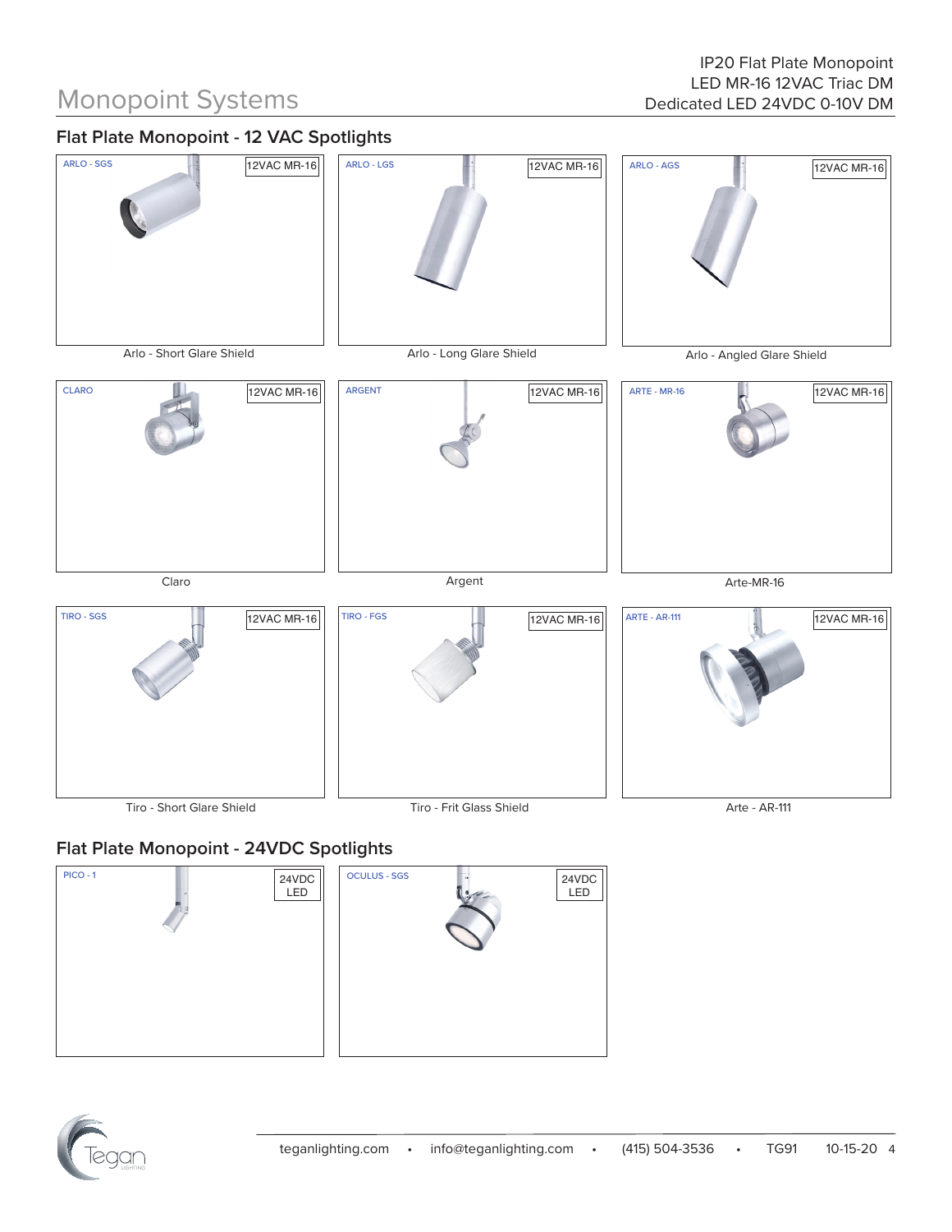# Monopoint Systems

IP20 Flat Plate Monopoint
LED MR-16 12VAC Triac DM
Dedicated LED 24VDC 0-10V DM

## Flat Plate Monopoint - 12 VAC Spotlights

ARLO - SGS
12VAC MR-16

Arlo - Short Glare Shield

ARLO - LGS
12VAC MR-16

Arlo - Long Glare Shield

ARLO - AGS
12VAC MR-16

Arlo - Angled Glare Shield

CLARO
12VAC MR-16

Claro

ARGENT
12VAC MR-16

Argent

ARTE - MR-16
12VAC MR-16

Arte-MR-16

TIRO - SGS
12VAC MR-16

Tiro - Short Glare Shield

TIRO - FGS
12VAC MR-16

Tiro - Frit Glass Shield

ARTE - AR-111
12VAC MR-16

Arte - AR-111

## Flat Plate Monopoint - 24VDC Spotlights

PICO - 1
24VDC LED

OCULUS - SGS
24VDC LED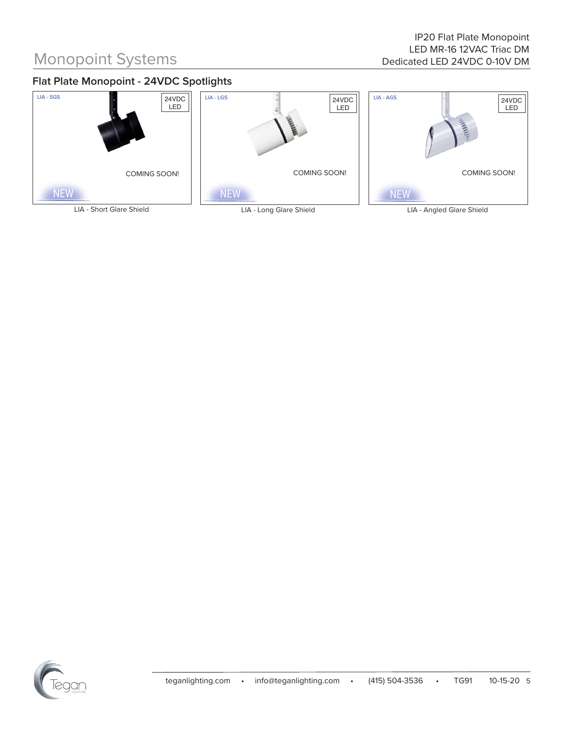# Monopoint Systems

IP20 Flat Plate Monopoint
LED MR-16 12VAC Triac DM
Dedicated LED 24VDC 0-10V DM

## Flat Plate Monopoint - 24VDC Spotlights

LIA - SGS

24VDC LED

COMING SOON!

NEW

LIA - Short Glare Shield

LIA - LGS

24VDC LED

COMING SOON!

NEW

LIA - Long Glare Shield

LIA - AGS

24VDC LED

COMING SOON!

NEW

LIA - Angled Glare Shield

teganlighting.com • info@teganlighting.com • (415) 504-3536 • TG91 10-15-20